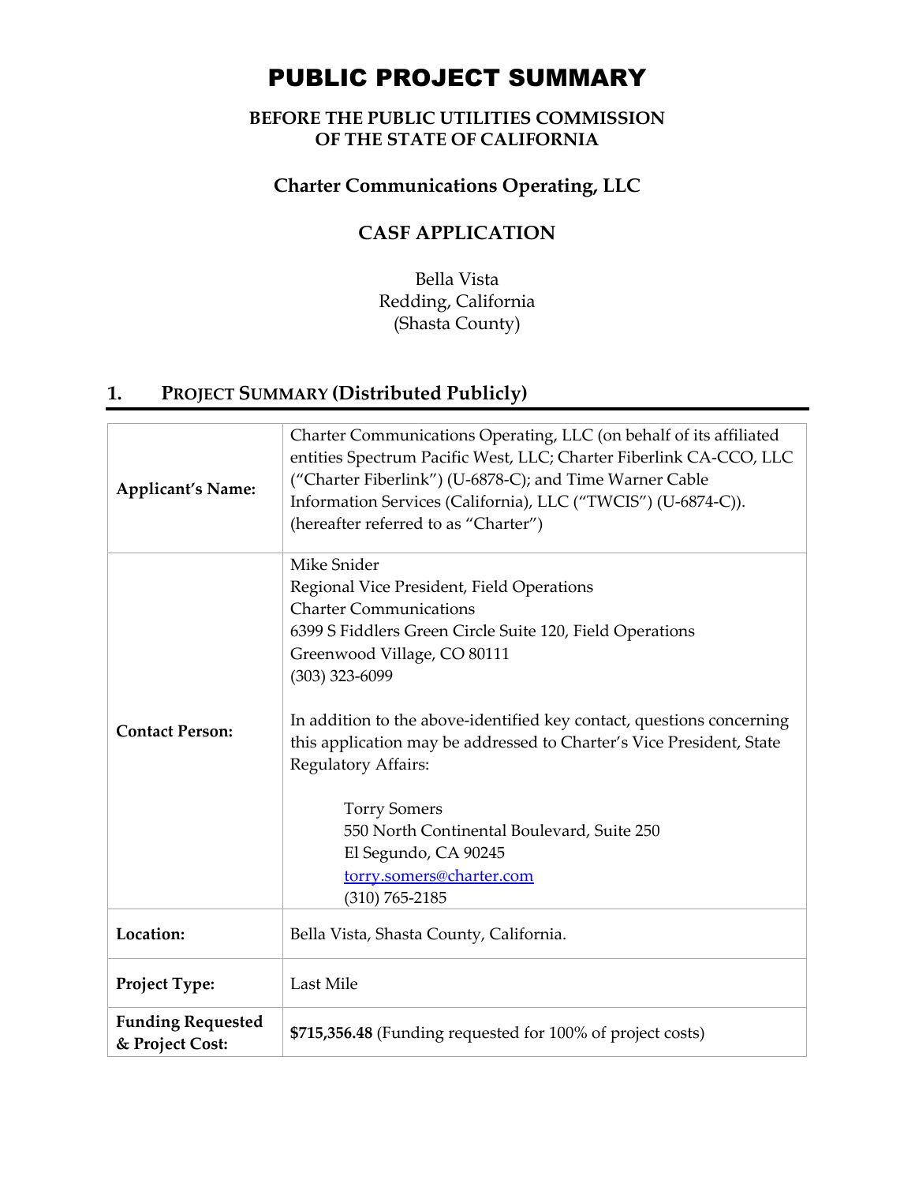# PUBLIC PROJECT SUMMARY

**BEFORE THE PUBLIC UTILITIES COMMISSION OF THE STATE OF CALIFORNIA**

## Charter Communications Operating, LLC

## CASF APPLICATION

Bella Vista
Redding, California
(Shasta County)

## 1. PROJECT SUMMARY (Distributed Publicly)

| | |
|---|---|
| **Applicant's Name:** | Charter Communications Operating, LLC (on behalf of its affiliated entities Spectrum Pacific West, LLC; Charter Fiberlink CA-CCO, LLC ("Charter Fiberlink") (U-6878-C); and Time Warner Cable Information Services (California), LLC ("TWCIS") (U-6874-C)). (hereafter referred to as "Charter") |
| **Contact Person:** | Mike Snider<br>Regional Vice President, Field Operations<br>Charter Communications<br>6399 S Fiddlers Green Circle Suite 120, Field Operations<br>Greenwood Village, CO 80111<br>(303) 323-6099<br><br>In addition to the above-identified key contact, questions concerning this application may be addressed to Charter's Vice President, State Regulatory Affairs:<br><br>Torry Somers<br>550 North Continental Boulevard, Suite 250<br>El Segundo, CA 90245<br>torry.somers@charter.com<br>(310) 765-2185 |
| **Location:** | Bella Vista, Shasta County, California. |
| **Project Type:** | Last Mile |
| **Funding Requested & Project Cost:** | **$715,356.48** (Funding requested for 100% of project costs) |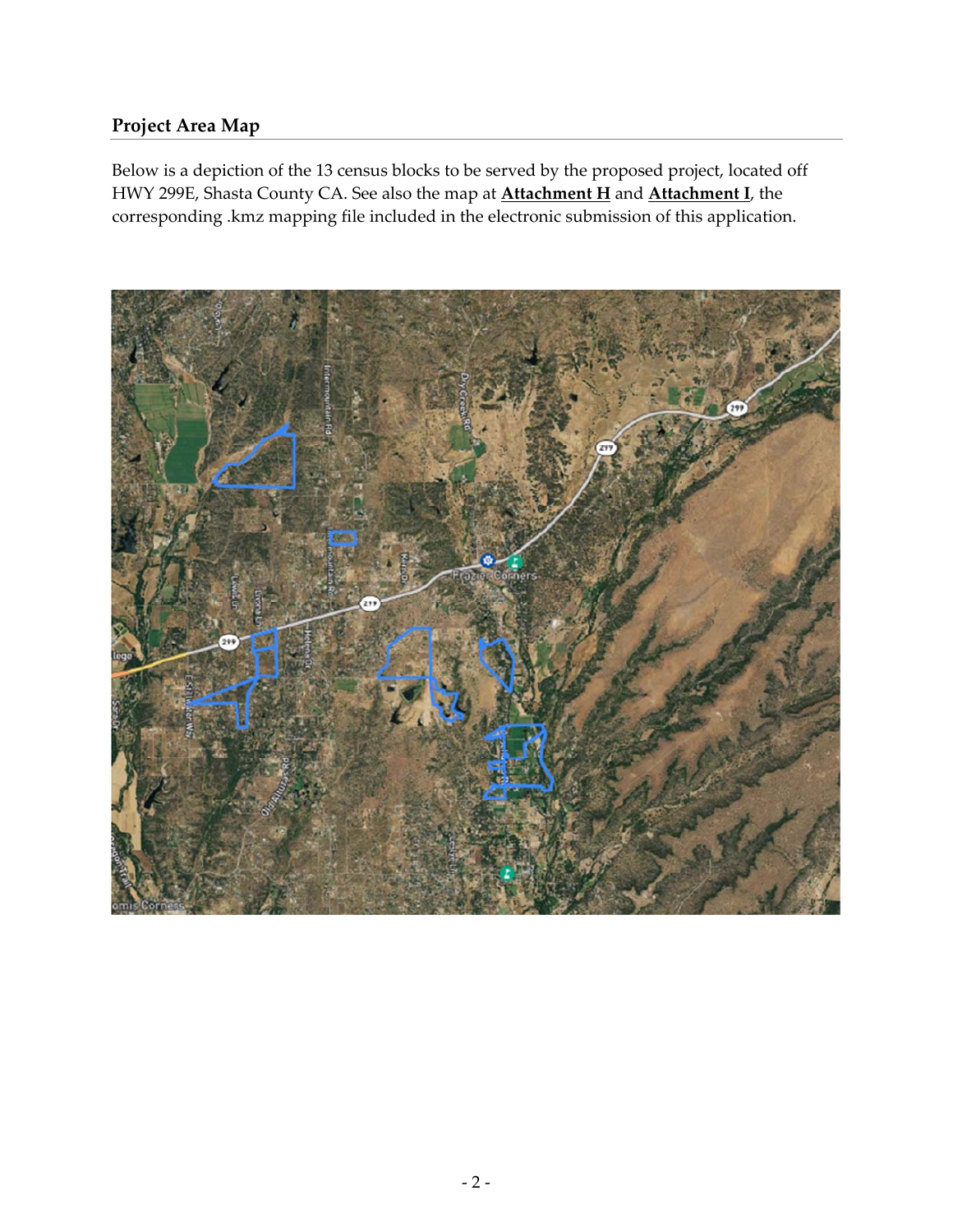## Project Area Map

Below is a depiction of the 13 census blocks to be served by the proposed project, located off HWY 299E, Shasta County CA. See also the map at **Attachment H** and **Attachment I**, the corresponding .kmz mapping file included in the electronic submission of this application.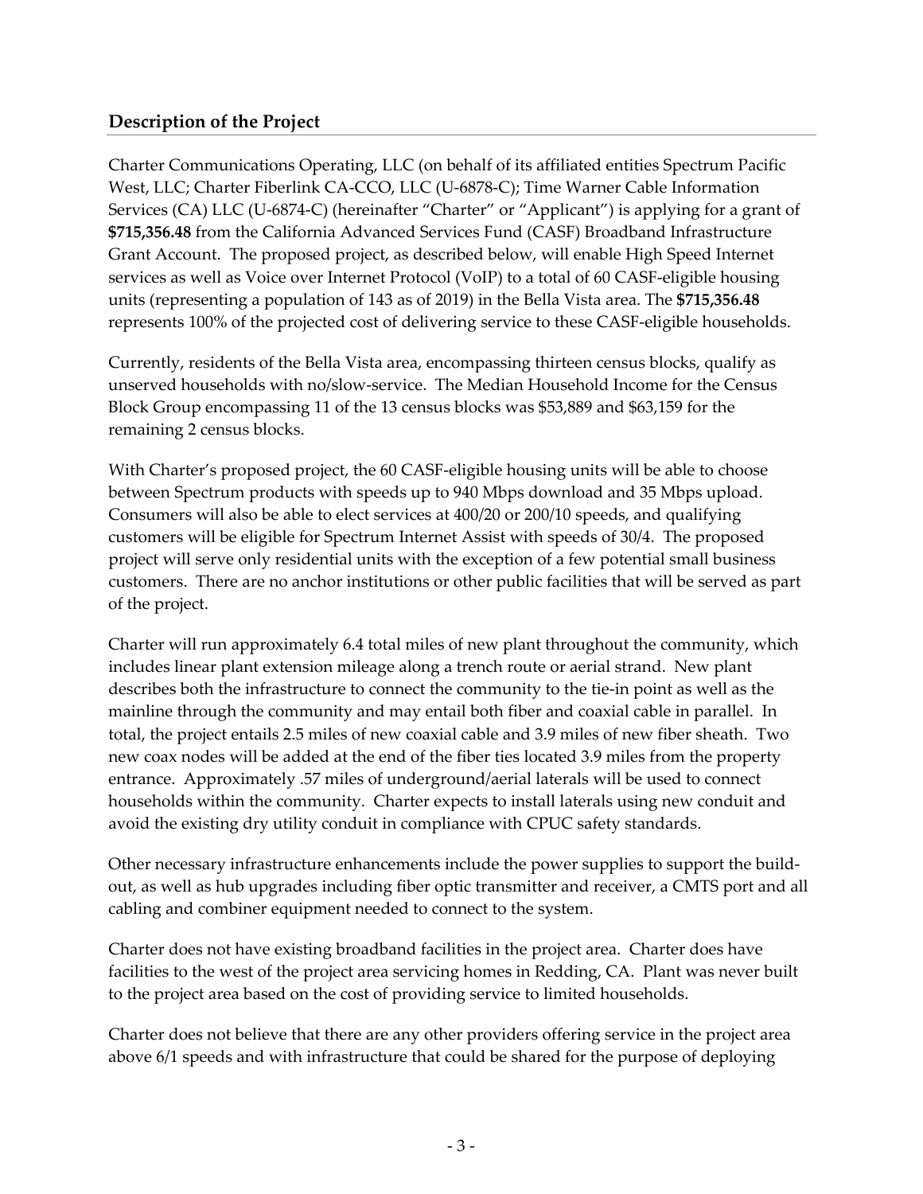## Description of the Project

Charter Communications Operating, LLC (on behalf of its affiliated entities Spectrum Pacific West, LLC; Charter Fiberlink CA-CCO, LLC (U-6878-C); Time Warner Cable Information Services (CA) LLC (U-6874-C) (hereinafter "Charter" or "Applicant") is applying for a grant of **$715,356.48** from the California Advanced Services Fund (CASF) Broadband Infrastructure Grant Account. The proposed project, as described below, will enable High Speed Internet services as well as Voice over Internet Protocol (VoIP) to a total of 60 CASF-eligible housing units (representing a population of 143 as of 2019) in the Bella Vista area. The **$715,356.48** represents 100% of the projected cost of delivering service to these CASF-eligible households.

Currently, residents of the Bella Vista area, encompassing thirteen census blocks, qualify as unserved households with no/slow-service. The Median Household Income for the Census Block Group encompassing 11 of the 13 census blocks was $53,889 and $63,159 for the remaining 2 census blocks.

With Charter's proposed project, the 60 CASF-eligible housing units will be able to choose between Spectrum products with speeds up to 940 Mbps download and 35 Mbps upload. Consumers will also be able to elect services at 400/20 or 200/10 speeds, and qualifying customers will be eligible for Spectrum Internet Assist with speeds of 30/4. The proposed project will serve only residential units with the exception of a few potential small business customers. There are no anchor institutions or other public facilities that will be served as part of the project.

Charter will run approximately 6.4 total miles of new plant throughout the community, which includes linear plant extension mileage along a trench route or aerial strand. New plant describes both the infrastructure to connect the community to the tie-in point as well as the mainline through the community and may entail both fiber and coaxial cable in parallel. In total, the project entails 2.5 miles of new coaxial cable and 3.9 miles of new fiber sheath. Two new coax nodes will be added at the end of the fiber ties located 3.9 miles from the property entrance. Approximately .57 miles of underground/aerial laterals will be used to connect households within the community. Charter expects to install laterals using new conduit and avoid the existing dry utility conduit in compliance with CPUC safety standards.

Other necessary infrastructure enhancements include the power supplies to support the build-out, as well as hub upgrades including fiber optic transmitter and receiver, a CMTS port and all cabling and combiner equipment needed to connect to the system.

Charter does not have existing broadband facilities in the project area. Charter does have facilities to the west of the project area servicing homes in Redding, CA. Plant was never built to the project area based on the cost of providing service to limited households.

Charter does not believe that there are any other providers offering service in the project area above 6/1 speeds and with infrastructure that could be shared for the purpose of deploying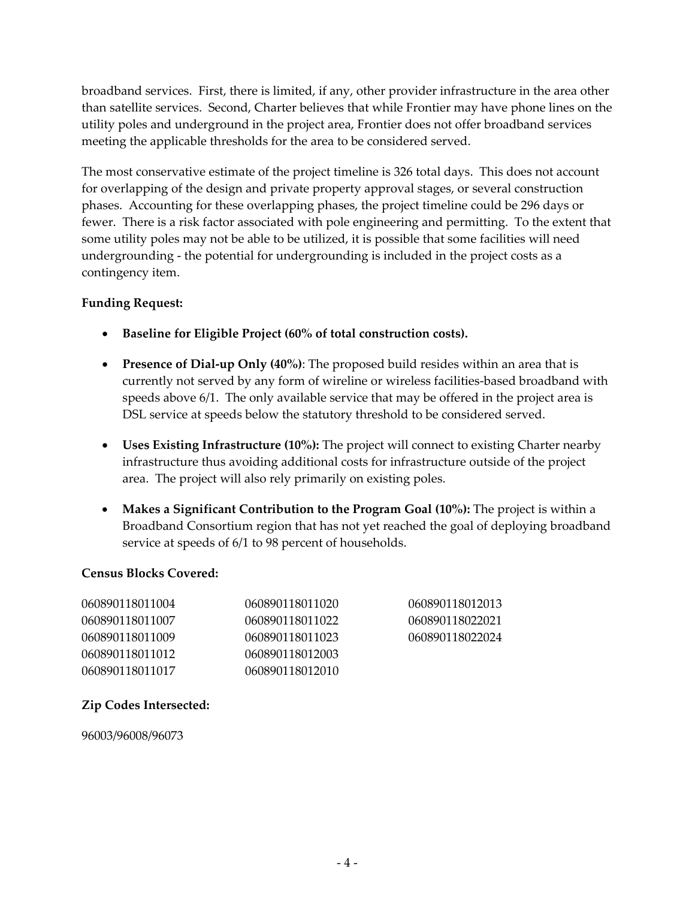broadband services. First, there is limited, if any, other provider infrastructure in the area other than satellite services. Second, Charter believes that while Frontier may have phone lines on the utility poles and underground in the project area, Frontier does not offer broadband services meeting the applicable thresholds for the area to be considered served.

The most conservative estimate of the project timeline is 326 total days. This does not account for overlapping of the design and private property approval stages, or several construction phases. Accounting for these overlapping phases, the project timeline could be 296 days or fewer. There is a risk factor associated with pole engineering and permitting. To the extent that some utility poles may not be able to be utilized, it is possible that some facilities will need undergrounding - the potential for undergrounding is included in the project costs as a contingency item.

**Funding Request:**

- **Baseline for Eligible Project (60% of total construction costs).**
- **Presence of Dial-up Only (40%)**: The proposed build resides within an area that is currently not served by any form of wireline or wireless facilities-based broadband with speeds above 6/1. The only available service that may be offered in the project area is DSL service at speeds below the statutory threshold to be considered served.
- **Uses Existing Infrastructure (10%):** The project will connect to existing Charter nearby infrastructure thus avoiding additional costs for infrastructure outside of the project area. The project will also rely primarily on existing poles.
- **Makes a Significant Contribution to the Program Goal (10%):** The project is within a Broadband Consortium region that has not yet reached the goal of deploying broadband service at speeds of 6/1 to 98 percent of households.

**Census Blocks Covered:**

060890118011004
060890118011007
060890118011009
060890118011012
060890118011017
060890118011020
060890118011022
060890118011023
060890118012003
060890118012010
060890118012013
060890118022021
060890118022024

**Zip Codes Intersected:**

96003/96008/96073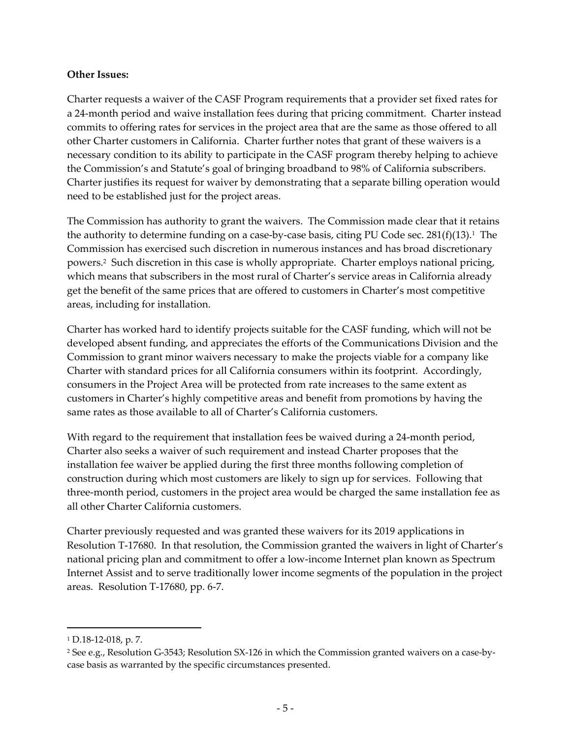**Other Issues:**

Charter requests a waiver of the CASF Program requirements that a provider set fixed rates for a 24-month period and waive installation fees during that pricing commitment. Charter instead commits to offering rates for services in the project area that are the same as those offered to all other Charter customers in California. Charter further notes that grant of these waivers is a necessary condition to its ability to participate in the CASF program thereby helping to achieve the Commission's and Statute's goal of bringing broadband to 98% of California subscribers. Charter justifies its request for waiver by demonstrating that a separate billing operation would need to be established just for the project areas.

The Commission has authority to grant the waivers. The Commission made clear that it retains the authority to determine funding on a case-by-case basis, citing PU Code sec. 281(f)(13).[1] The Commission has exercised such discretion in numerous instances and has broad discretionary powers.[2] Such discretion in this case is wholly appropriate. Charter employs national pricing, which means that subscribers in the most rural of Charter's service areas in California already get the benefit of the same prices that are offered to customers in Charter's most competitive areas, including for installation.

Charter has worked hard to identify projects suitable for the CASF funding, which will not be developed absent funding, and appreciates the efforts of the Communications Division and the Commission to grant minor waivers necessary to make the projects viable for a company like Charter with standard prices for all California consumers within its footprint. Accordingly, consumers in the Project Area will be protected from rate increases to the same extent as customers in Charter's highly competitive areas and benefit from promotions by having the same rates as those available to all of Charter's California customers.

With regard to the requirement that installation fees be waived during a 24-month period, Charter also seeks a waiver of such requirement and instead Charter proposes that the installation fee waiver be applied during the first three months following completion of construction during which most customers are likely to sign up for services. Following that three-month period, customers in the project area would be charged the same installation fee as all other Charter California customers.

Charter previously requested and was granted these waivers for its 2019 applications in Resolution T-17680. In that resolution, the Commission granted the waivers in light of Charter's national pricing plan and commitment to offer a low-income Internet plan known as Spectrum Internet Assist and to serve traditionally lower income segments of the population in the project areas. Resolution T-17680, pp. 6-7.

---

[1] D.18-12-018, p. 7.

[2] See e.g., Resolution G-3543; Resolution SX-126 in which the Commission granted waivers on a case-by-case basis as warranted by the specific circumstances presented.